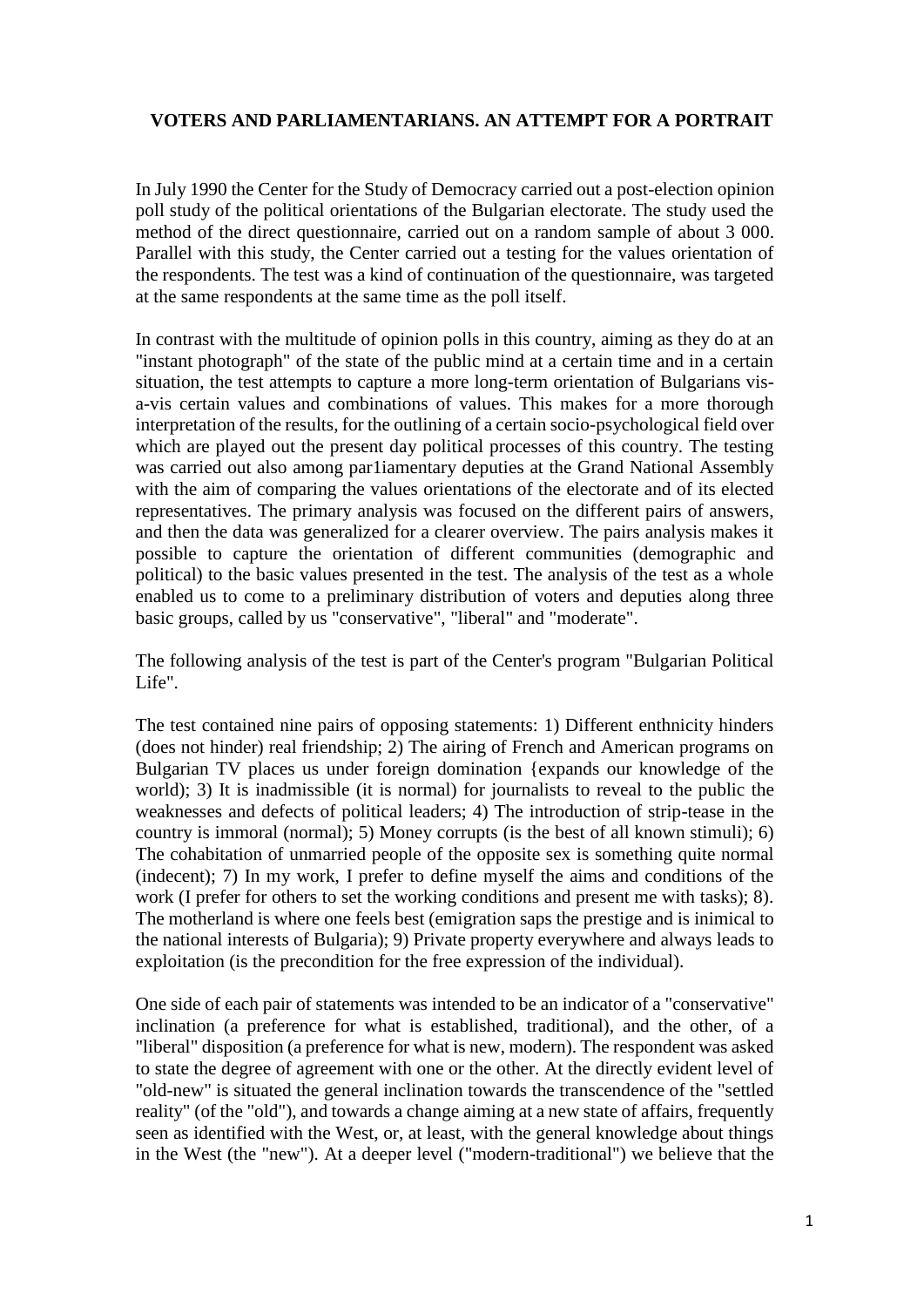# VOTERS AND PARLIAMENTARIANS. AN ATTEMPT FOR A PORTRAIT

In July 1990 the Center for the Study of Democracy carried out a post-election opinion poll study of the political orientations of the Bulgarian electorate. The study used the method of the direct questionnaire, carried out on a random sample of about 3 000. Parallel with this study, the Center carried out a testing for the values orientation of the respondents. The test was a kind of continuation of the questionnaire, was targeted at the same respondents at the same time as the poll itself.

In contrast with the multitude of opinion polls in this country, aiming as they do at an "instant photograph" of the state of the public mind at a certain time and in a certain situation, the test attempts to capture a more long-term orientation of Bulgarians vis-a-vis certain values and combinations of values. This makes for a more thorough interpretation of the results, for the outlining of a certain socio-psychological field over which are played out the present day political processes of this country. The testing was carried out also among par1iamentary deputies at the Grand National Assembly with the aim of comparing the values orientations of the electorate and of its elected representatives. The primary analysis was focused on the different pairs of answers, and then the data was generalized for a clearer overview. The pairs analysis makes it possible to capture the orientation of different communities (demographic and political) to the basic values presented in the test. The analysis of the test as a whole enabled us to come to a preliminary distribution of voters and deputies along three basic groups, called by us "conservative", "liberal" and "moderate".

The following analysis of the test is part of the Center's program "Bulgarian Political Life".

The test contained nine pairs of opposing statements: 1) Different enthnicity hinders (does not hinder) real friendship; 2) The airing of French and American programs on Bulgarian TV places us under foreign domination {expands our knowledge of the world); 3) It is inadmissible (it is normal) for journalists to reveal to the public the weaknesses and defects of political leaders; 4) The introduction of strip-tease in the country is immoral (normal); 5) Money corrupts (is the best of all known stimuli); 6) The cohabitation of unmarried people of the opposite sex is something quite normal (indecent); 7) In my work, I prefer to define myself the aims and conditions of the work (I prefer for others to set the working conditions and present me with tasks); 8). The motherland is where one feels best (emigration saps the prestige and is inimical to the national interests of Bulgaria); 9) Private property everywhere and always leads to exploitation (is the precondition for the free expression of the individual).

One side of each pair of statements was intended to be an indicator of a "conservative" inclination (a preference for what is established, traditional), and the other, of a "liberal" disposition (a preference for what is new, modern). The respondent was asked to state the degree of agreement with one or the other. At the directly evident level of "old-new" is situated the general inclination towards the transcendence of the "settled reality" (of the "old"), and towards a change aiming at a new state of affairs, frequently seen as identified with the West, or, at least, with the general knowledge about things in the West (the "new"). At a deeper level ("modern-traditional") we believe that the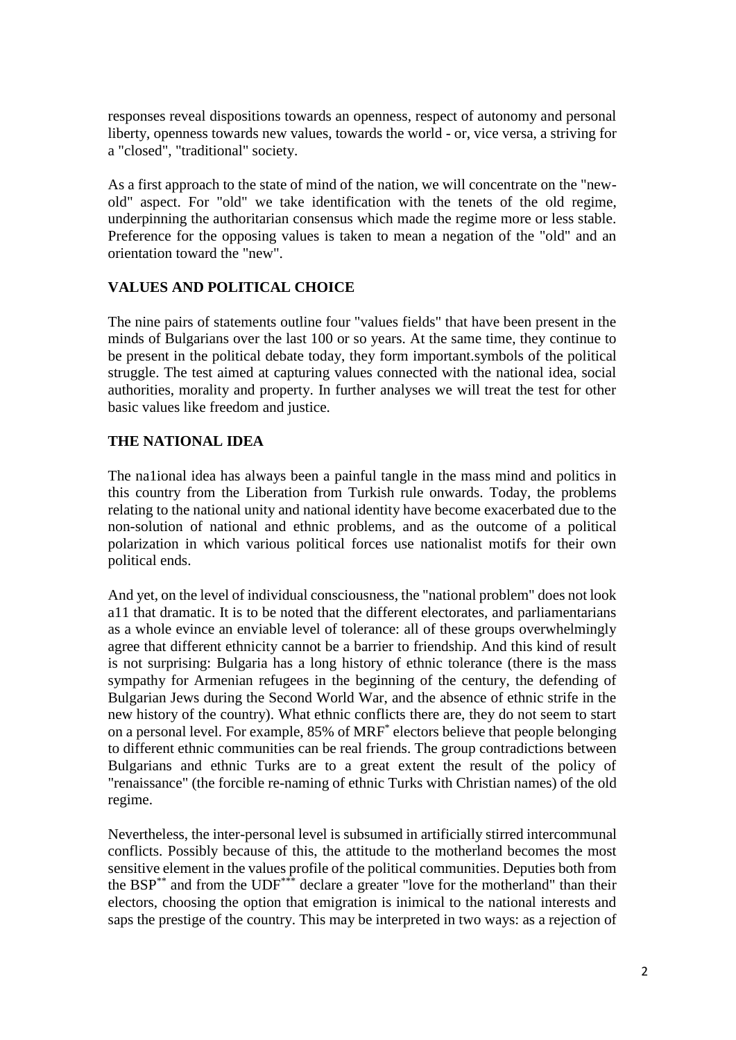responses reveal dispositions towards an openness, respect of autonomy and personal liberty, openness towards new values, towards the world - or, vice versa, a striving for a "closed", "traditional" society.

As a first approach to the state of mind of the nation, we will concentrate on the "new-old" aspect. For "old" we take identification with the tenets of the old regime, underpinning the authoritarian consensus which made the regime more or less stable. Preference for the opposing values is taken to mean a negation of the "old" and an orientation toward the "new".

## VALUES AND POLITICAL CHOICE

The nine pairs of statements outline four "values fields" that have been present in the minds of Bulgarians over the last 100 or so years. At the same time, they continue to be present in the political debate today, they form important.symbols of the political struggle. The test aimed at capturing values connected with the national idea, social authorities, morality and property. In further analyses we will treat the test for other basic values like freedom and justice.

## THE NATIONAL IDEA

The na1ional idea has always been a painful tangle in the mass mind and politics in this country from the Liberation from Turkish rule onwards. Today, the problems relating to the national unity and national identity have become exacerbated due to the non-solution of national and ethnic problems, and as the outcome of a political polarization in which various political forces use nationalist motifs for their own political ends.

And yet, on the level of individual consciousness, the "national problem" does not look a11 that dramatic. It is to be noted that the different electorates, and parliamentarians as a whole evince an enviable level of tolerance: all of these groups overwhelmingly agree that different ethnicity cannot be a barrier to friendship. And this kind of result is not surprising: Bulgaria has a long history of ethnic tolerance (there is the mass sympathy for Armenian refugees in the beginning of the century, the defending of Bulgarian Jews during the Second World War, and the absence of ethnic strife in the new history of the country). What ethnic conflicts there are, they do not seem to start on a personal level. For example, 85% of MRF[*] electors believe that people belonging to different ethnic communities can be real friends. The group contradictions between Bulgarians and ethnic Turks are to a great extent the result of the policy of "renaissance" (the forcible re-naming of ethnic Turks with Christian names) of the old regime.

Nevertheless, the inter-personal level is subsumed in artificially stirred intercommunal conflicts. Possibly because of this, the attitude to the motherland becomes the most sensitive element in the values profile of the political communities. Deputies both from the BSP[**] and from the UDF[***] declare a greater "love for the motherland" than their electors, choosing the option that emigration is inimical to the national interests and saps the prestige of the country. This may be interpreted in two ways: as a rejection of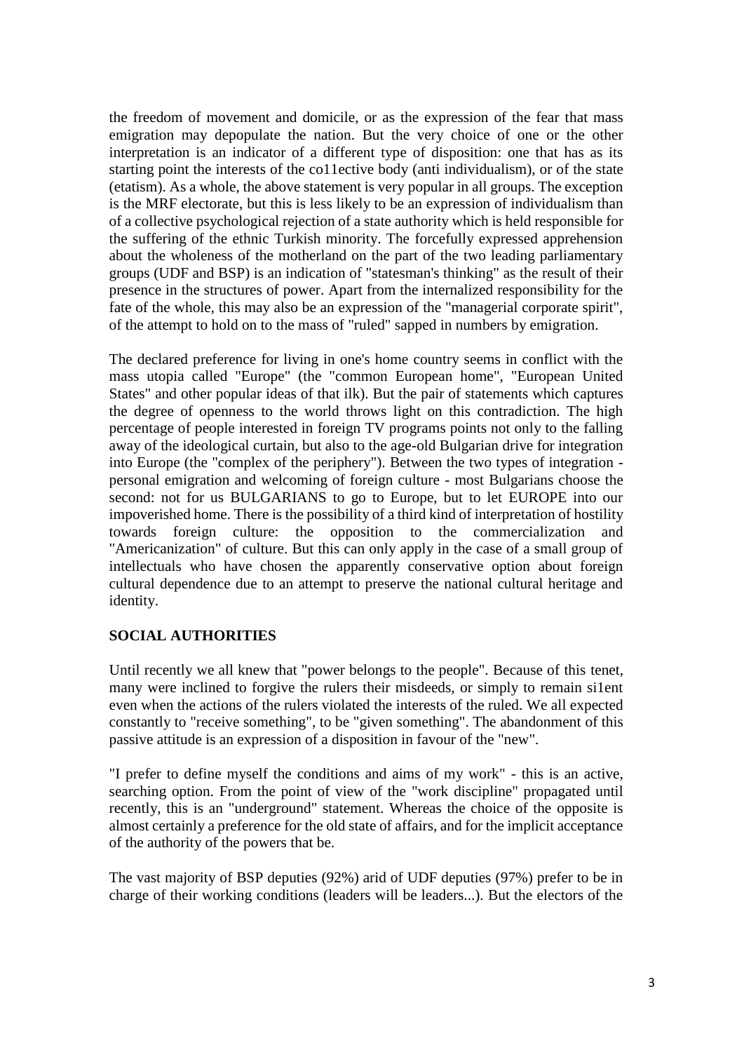the freedom of movement and domicile, or as the expression of the fear that mass emigration may depopulate the nation. But the very choice of one or the other interpretation is an indicator of a different type of disposition: one that has as its starting point the interests of the co11ective body (anti individualism), or of the state (etatism). As a whole, the above statement is very popular in all groups. The exception is the MRF electorate, but this is less likely to be an expression of individualism than of a collective psychological rejection of a state authority which is held responsible for the suffering of the ethnic Turkish minority. The forcefully expressed apprehension about the wholeness of the motherland on the part of the two leading parliamentary groups (UDF and BSP) is an indication of "statesman's thinking" as the result of their presence in the structures of power. Apart from the internalized responsibility for the fate of the whole, this may also be an expression of the "managerial corporate spirit", of the attempt to hold on to the mass of "ruled" sapped in numbers by emigration.

The declared preference for living in one's home country seems in conflict with the mass utopia called "Europe" (the "common European home", "European United States" and other popular ideas of that ilk). But the pair of statements which captures the degree of openness to the world throws light on this contradiction. The high percentage of people interested in foreign TV programs points not only to the falling away of the ideological curtain, but also to the age-old Bulgarian drive for integration into Europe (the "complex of the periphery"). Between the two types of integration - personal emigration and welcoming of foreign culture - most Bulgarians choose the second: not for us BULGARIANS to go to Europe, but to let EUROPE into our impoverished home. There is the possibility of a third kind of interpretation of hostility towards foreign culture: the opposition to the commercialization and "Americanization" of culture. But this can only apply in the case of a small group of intellectuals who have chosen the apparently conservative option about foreign cultural dependence due to an attempt to preserve the national cultural heritage and identity.

**SOCIAL AUTHORITIES**

Until recently we all knew that "power belongs to the people". Because of this tenet, many were inclined to forgive the rulers their misdeeds, or simply to remain si1ent even when the actions of the rulers violated the interests of the ruled. We all expected constantly to "receive something", to be "given something". The abandonment of this passive attitude is an expression of a disposition in favour of the "new".

"I prefer to define myself the conditions and aims of my work" - this is an active, searching option. From the point of view of the "work discipline" propagated until recently, this is an "underground" statement. Whereas the choice of the opposite is almost certainly a preference for the old state of affairs, and for the implicit acceptance of the authority of the powers that be.

The vast majority of BSP deputies (92%) arid of UDF deputies (97%) prefer to be in charge of their working conditions (leaders will be leaders...). But the electors of the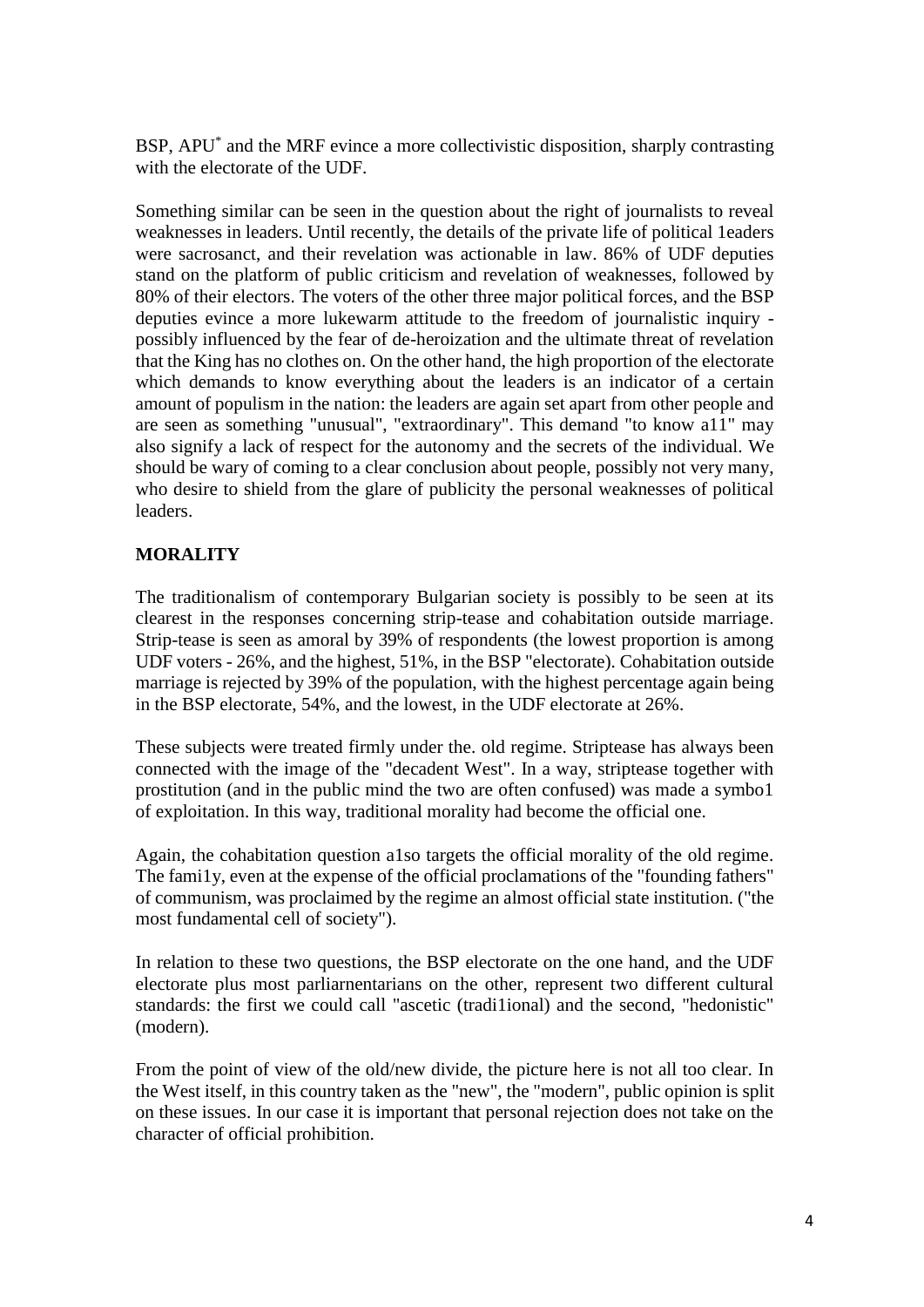BSP, APU[*] and the MRF evince a more collectivistic disposition, sharply contrasting with the electorate of the UDF.

Something similar can be seen in the question about the right of journalists to reveal weaknesses in leaders. Until recently, the details of the private life of political 1eaders were sacrosanct, and their revelation was actionable in law. 86% of UDF deputies stand on the platform of public criticism and revelation of weaknesses, followed by 80% of their electors. The voters of the other three major political forces, and the BSP deputies evince a more lukewarm attitude to the freedom of journalistic inquiry - possibly influenced by the fear of de-heroization and the ultimate threat of revelation that the King has no clothes on. On the other hand, the high proportion of the electorate which demands to know everything about the leaders is an indicator of a certain amount of populism in the nation: the leaders are again set apart from other people and are seen as something "unusual", "extraordinary". This demand "to know a11" may also signify a lack of respect for the autonomy and the secrets of the individual. We should be wary of coming to a clear conclusion about people, possibly not very many, who desire to shield from the glare of publicity the personal weaknesses of political leaders.

## MORALITY

The traditionalism of contemporary Bulgarian society is possibly to be seen at its clearest in the responses concerning strip-tease and cohabitation outside marriage. Strip-tease is seen as amoral by 39% of respondents (the lowest proportion is among UDF voters - 26%, and the highest, 51%, in the BSP "electorate). Cohabitation outside marriage is rejected by 39% of the population, with the highest percentage again being in the BSP electorate, 54%, and the lowest, in the UDF electorate at 26%.

These subjects were treated firmly under the. old regime. Striptease has always been connected with the image of the "decadent West". In a way, striptease together with prostitution (and in the public mind the two are often confused) was made a symbo1 of exploitation. In this way, traditional morality had become the official one.

Again, the cohabitation question a1so targets the official morality of the old regime. The fami1y, even at the expense of the official proclamations of the "founding fathers" of communism, was proclaimed by the regime an almost official state institution. ("the most fundamental cell of society").

In relation to these two questions, the BSP electorate on the one hand, and the UDF electorate plus most parliarnentarians on the other, represent two different cultural standards: the first we could call "ascetic (tradi1ional) and the second, "hedonistic" (modern).

From the point of view of the old/new divide, the picture here is not all too clear. In the West itself, in this country taken as the "new", the "modern", public opinion is split on these issues. In our case it is important that personal rejection does not take on the character of official prohibition.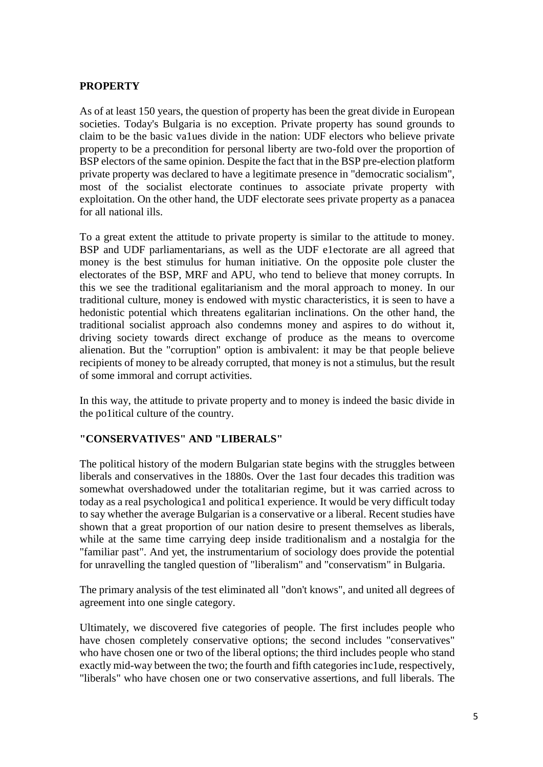**PROPERTY**

As of at least 150 years, the question of property has been the great divide in European societies. Today's Bulgaria is no exception. Private property has sound grounds to claim to be the basic va1ues divide in the nation: UDF electors who believe private property to be a precondition for personal liberty are two-fold over the proportion of BSP electors of the same opinion. Despite the fact that in the BSP pre-election platform private property was declared to have a legitimate presence in "democratic socialism", most of the socialist electorate continues to associate private property with exploitation. On the other hand, the UDF electorate sees private property as a panacea for all national ills.

To a great extent the attitude to private property is similar to the attitude to money. BSP and UDF parliamentarians, as well as the UDF e1ectorate are all agreed that money is the best stimulus for human initiative. On the opposite pole cluster the electorates of the BSP, MRF and APU, who tend to believe that money corrupts. In this we see the traditional egalitarianism and the moral approach to money. In our traditional culture, money is endowed with mystic characteristics, it is seen to have a hedonistic potential which threatens egalitarian inclinations. On the other hand, the traditional socialist approach also condemns money and aspires to do without it, driving society towards direct exchange of produce as the means to overcome alienation. But the "corruption" option is ambivalent: it may be that people believe recipients of money to be already corrupted, that money is not a stimulus, but the result of some immoral and corrupt activities.

In this way, the attitude to private property and to money is indeed the basic divide in the po1itical culture of the country.

**"CONSERVATIVES" AND "LIBERALS"**

The political history of the modern Bulgarian state begins with the struggles between liberals and conservatives in the 1880s. Over the 1ast four decades this tradition was somewhat overshadowed under the totalitarian regime, but it was carried across to today as a real psychologica1 and politica1 experience. It would be very difficult today to say whether the average Bulgarian is a conservative or a liberal. Recent studies have shown that a great proportion of our nation desire to present themselves as liberals, while at the same time carrying deep inside traditionalism and a nostalgia for the "familiar past". And yet, the instrumentarium of sociology does provide the potential for unravelling the tangled question of "liberalism" and "conservatism" in Bulgaria.

The primary analysis of the test eliminated all "don't knows", and united all degrees of agreement into one single category.

Ultimately, we discovered five categories of people. The first includes people who have chosen completely conservative options; the second includes "conservatives" who have chosen one or two of the liberal options; the third includes people who stand exactly mid-way between the two; the fourth and fifth categories inc1ude, respectively, "liberals" who have chosen one or two conservative assertions, and full liberals. The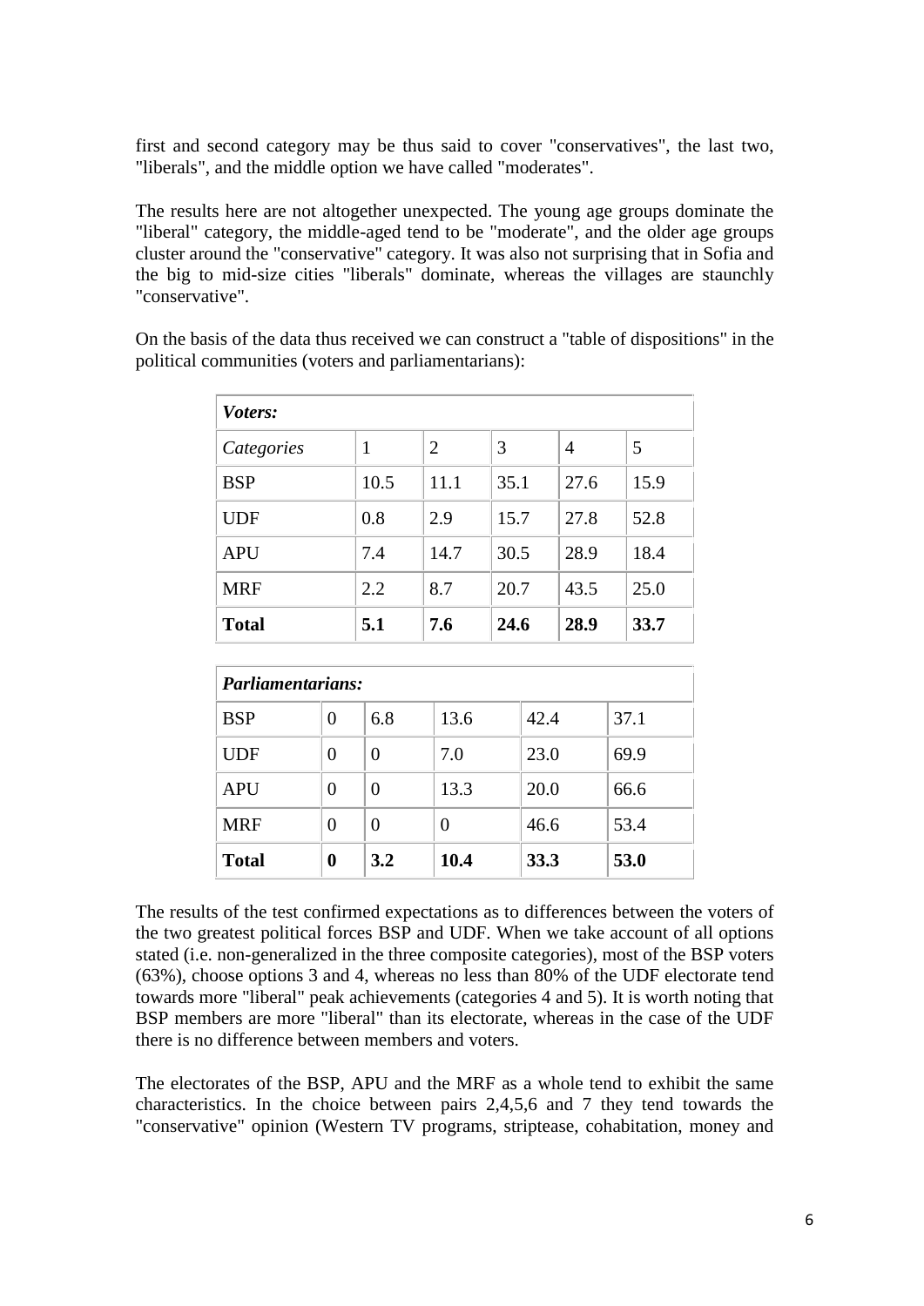first and second category may be thus said to cover "conservatives", the last two, "liberals", and the middle option we have called "moderates".

The results here are not altogether unexpected. The young age groups dominate the "liberal" category, the middle-aged tend to be "moderate", and the older age groups cluster around the "conservative" category. It was also not surprising that in Sofia and the big to mid-size cities "liberals" dominate, whereas the villages are staunchly "conservative".

On the basis of the data thus received we can construct a "table of dispositions" in the political communities (voters and parliamentarians):

| ***Voters:*** | | | | | |
|---|---|---|---|---|---|
| *Categories* | 1 | 2 | 3 | 4 | 5 |
| BSP | 10.5 | 11.1 | 35.1 | 27.6 | 15.9 |
| UDF | 0.8 | 2.9 | 15.7 | 27.8 | 52.8 |
| APU | 7.4 | 14.7 | 30.5 | 28.9 | 18.4 |
| MRF | 2.2 | 8.7 | 20.7 | 43.5 | 25.0 |
| **Total** | **5.1** | **7.6** | **24.6** | **28.9** | **33.7** |

| ***Parliamentarians:*** | | | | | |
|---|---|---|---|---|---|
| BSP | 0 | 6.8 | 13.6 | 42.4 | 37.1 |
| UDF | 0 | 0 | 7.0 | 23.0 | 69.9 |
| APU | 0 | 0 | 13.3 | 20.0 | 66.6 |
| MRF | 0 | 0 | 0 | 46.6 | 53.4 |
| **Total** | **0** | **3.2** | **10.4** | **33.3** | **53.0** |

The results of the test confirmed expectations as to differences between the voters of the two greatest political forces BSP and UDF. When we take account of all options stated (i.e. non-generalized in the three composite categories), most of the BSP voters (63%), choose options 3 and 4, whereas no less than 80% of the UDF electorate tend towards more "liberal" peak achievements (categories 4 and 5). It is worth noting that BSP members are more "liberal" than its electorate, whereas in the case of the UDF there is no difference between members and voters.

The electorates of the BSP, APU and the MRF as a whole tend to exhibit the same characteristics. In the choice between pairs 2,4,5,6 and 7 they tend towards the "conservative" opinion (Western TV programs, striptease, cohabitation, money and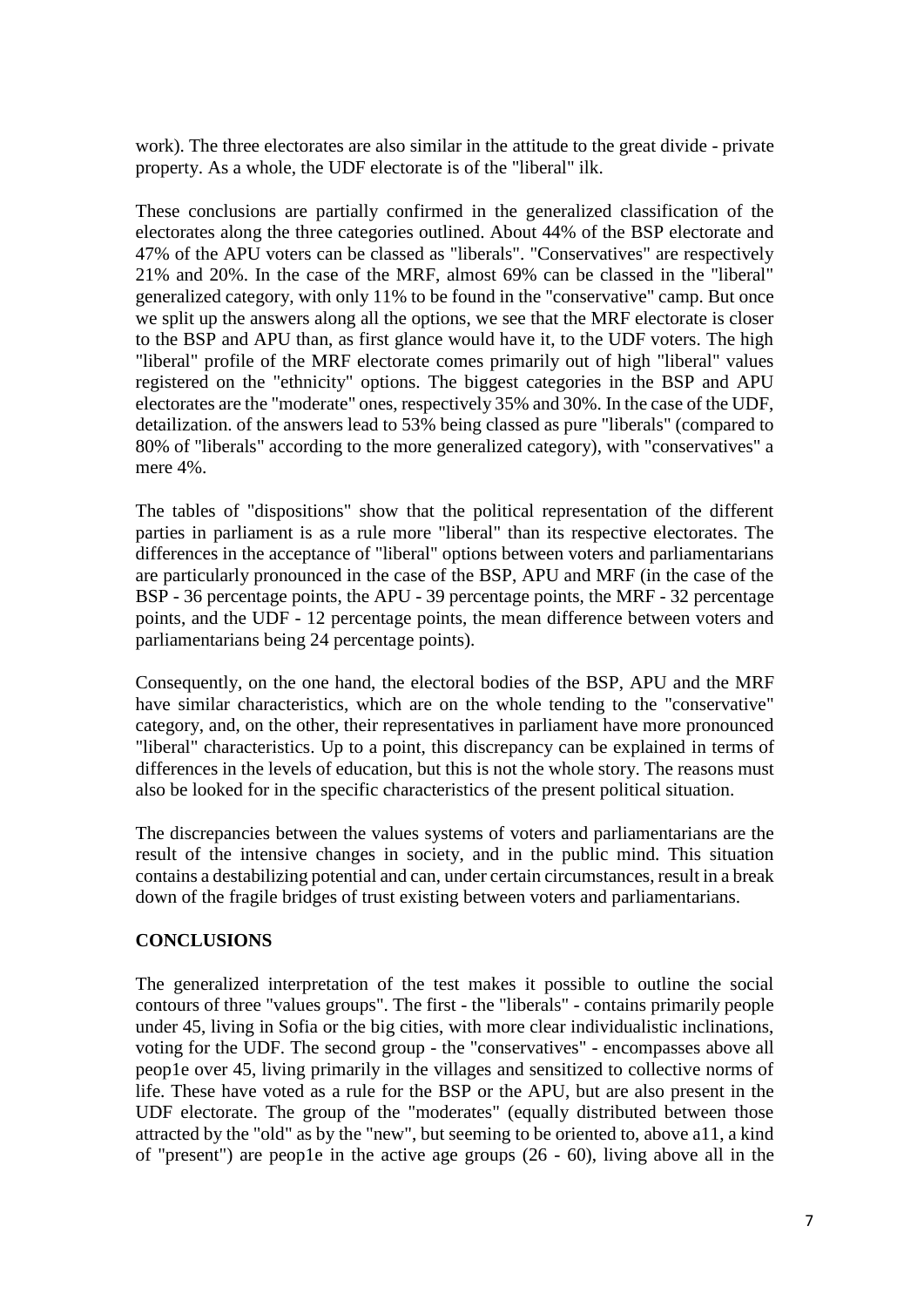work). The three electorates are also similar in the attitude to the great divide - private property. As a whole, the UDF electorate is of the "liberal" ilk.

These conclusions are partially confirmed in the generalized classification of the electorates along the three categories outlined. About 44% of the BSP electorate and 47% of the APU voters can be classed as "liberals". "Conservatives" are respectively 21% and 20%. In the case of the MRF, almost 69% can be classed in the "liberal" generalized category, with only 11% to be found in the "conservative" camp. But once we split up the answers along all the options, we see that the MRF electorate is closer to the BSP and APU than, as first glance would have it, to the UDF voters. The high "liberal" profile of the MRF electorate comes primarily out of high "liberal" values registered on the "ethnicity" options. The biggest categories in the BSP and APU electorates are the "moderate" ones, respectively 35% and 30%. In the case of the UDF, detailization. of the answers lead to 53% being classed as pure "liberals" (compared to 80% of "liberals" according to the more generalized category), with "conservatives" a mere 4%.

The tables of "dispositions" show that the political representation of the different parties in parliament is as a rule more "liberal" than its respective electorates. The differences in the acceptance of "liberal" options between voters and parliamentarians are particularly pronounced in the case of the BSP, APU and MRF (in the case of the BSP - 36 percentage points, the APU - 39 percentage points, the MRF - 32 percentage points, and the UDF - 12 percentage points, the mean difference between voters and parliamentarians being 24 percentage points).

Consequently, on the one hand, the electoral bodies of the BSP, APU and the MRF have similar characteristics, which are on the whole tending to the "conservative" category, and, on the other, their representatives in parliament have more pronounced "liberal" characteristics. Up to a point, this discrepancy can be explained in terms of differences in the levels of education, but this is not the whole story. The reasons must also be looked for in the specific characteristics of the present political situation.

The discrepancies between the values systems of voters and parliamentarians are the result of the intensive changes in society, and in the public mind. This situation contains a destabilizing potential and can, under certain circumstances, result in a break down of the fragile bridges of trust existing between voters and parliamentarians.

## CONCLUSIONS

The generalized interpretation of the test makes it possible to outline the social contours of three "values groups". The first - the "liberals" - contains primarily people under 45, living in Sofia or the big cities, with more clear individualistic inclinations, voting for the UDF. The second group - the "conservatives" - encompasses above all people over 45, living primarily in the villages and sensitized to collective norms of life. These have voted as a rule for the BSP or the APU, but are also present in the UDF electorate. The group of the "moderates" (equally distributed between those attracted by the "old" as by the "new", but seeming to be oriented to, above all, a kind of "present") are people in the active age groups (26 - 60), living above all in the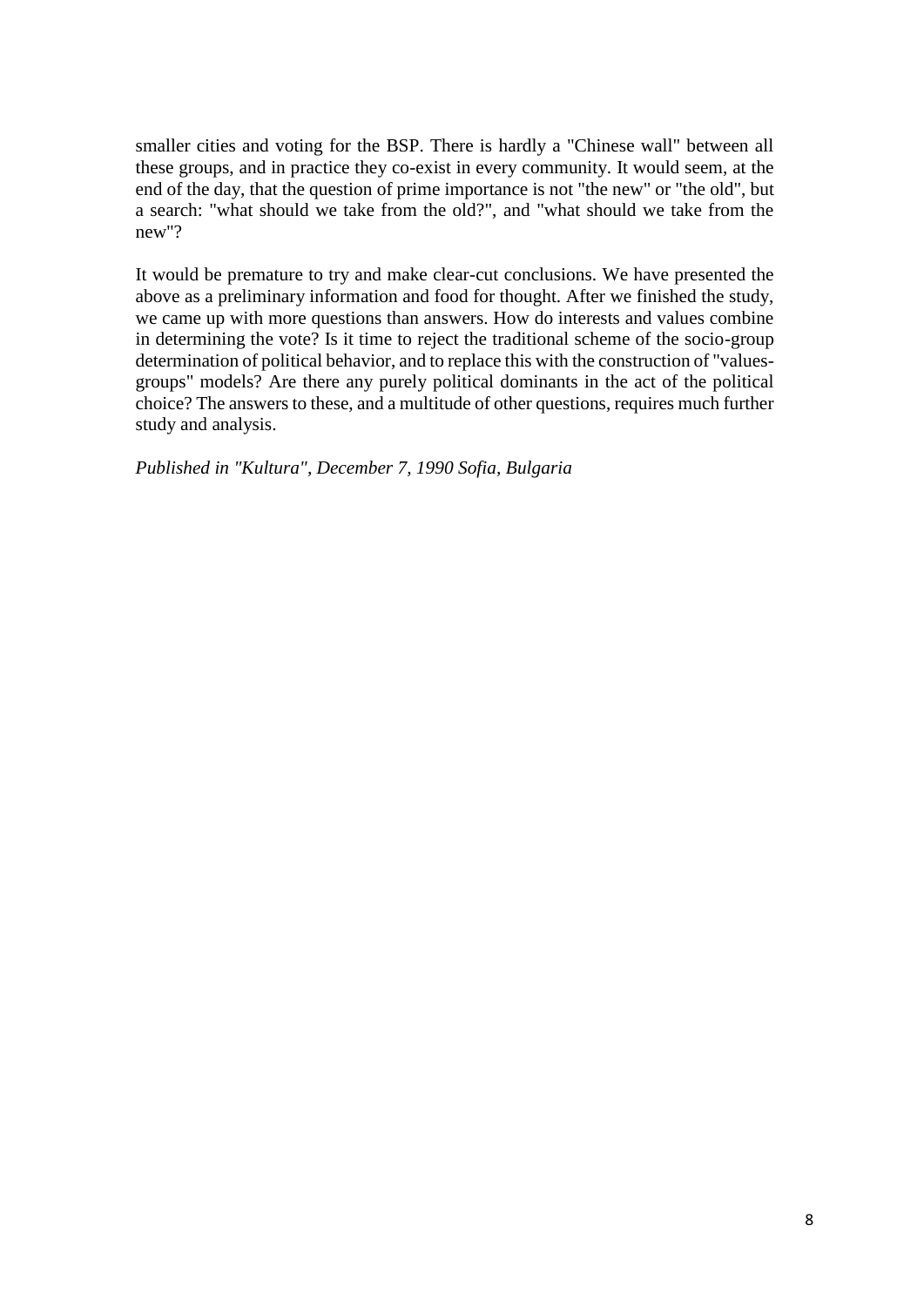smaller cities and voting for the BSP. There is hardly a "Chinese wall" between all these groups, and in practice they co-exist in every community. It would seem, at the end of the day, that the question of prime importance is not "the new" or "the old", but a search: "what should we take from the old?", and "what should we take from the new"?

It would be premature to try and make clear-cut conclusions. We have presented the above as a preliminary information and food for thought. After we finished the study, we came up with more questions than answers. How do interests and values combine in determining the vote? Is it time to reject the traditional scheme of the socio-group determination of political behavior, and to replace this with the construction of "values-groups" models? Are there any purely political dominants in the act of the political choice? The answers to these, and a multitude of other questions, requires much further study and analysis.

*Published in "Kultura", December 7, 1990 Sofia, Bulgaria*